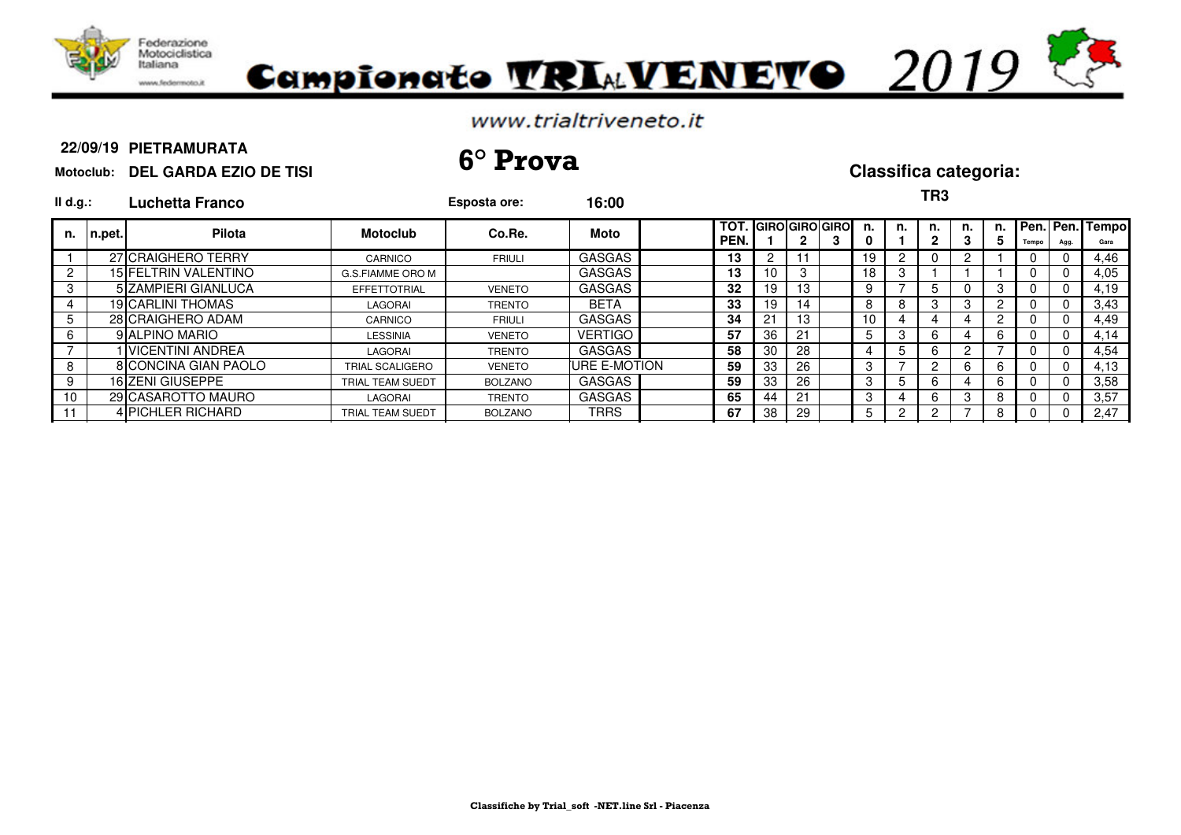Federazione Motociclistica Italiana

www.federmoto.it

# Campionato TRIALVENETO 2019

www.trialtriveneto.it

**22/09/19 PIETRAMURATA**

**Motoclub: DEL GARDA EZIO DE TISI**

## 6° Prova

**Classifica categoria:**

**TR3**

**Il d.g.: Luchetta Franco**

**Esposta ore: 16:00**

| n. | n.pet. | Pilota | Motoclub | Co.Re. | Moto | | TOT. PEN. | GIRO 1 | GIRO 2 | GIRO 3 | n. 0 | n. 1 | n. 2 | n. 3 | n. 5 | Pen. Tempo | Pen. Agg. | Tempo Gara |
|---|---|---|---|---|---|---|---|---|---|---|---|---|---|---|---|---|---|---|
| 1 | 27 | CRAIGHERO TERRY | CARNICO | FRIULI | GASGAS | | 13 | 2 | 11 | | 19 | 2 | 0 | 2 | 1 | 0 | 0 | 4,46 |
| 2 | 15 | FELTRIN VALENTINO | G.S.FIAMME ORO M | | GASGAS | | 13 | 10 | 3 | | 18 | 3 | 1 | 1 | 1 | 0 | 0 | 4,05 |
| 3 | 5 | ZAMPIERI GIANLUCA | EFFETTOTRIAL | VENETO | GASGAS | | 32 | 19 | 13 | | 9 | 7 | 5 | 0 | 3 | 0 | 0 | 4,19 |
| 4 | 19 | CARLINI THOMAS | LAGORAI | TRENTO | BETA | | 33 | 19 | 14 | | 8 | 8 | 3 | 3 | 2 | 0 | 0 | 3,43 |
| 5 | 28 | CRAIGHERO ADAM | CARNICO | FRIULI | GASGAS | | 34 | 21 | 13 | | 10 | 4 | 4 | 4 | 2 | 0 | 0 | 4,49 |
| 6 | 9 | ALPINO MARIO | LESSINIA | VENETO | VERTIGO | | 57 | 36 | 21 | | 5 | 3 | 6 | 4 | 6 | 0 | 0 | 4,14 |
| 7 | 1 | VICENTINI ANDREA | LAGORAI | TRENTO | GASGAS | | 58 | 30 | 28 | | 4 | 5 | 6 | 2 | 7 | 0 | 0 | 4,54 |
| 8 | 8 | CONCINA GIAN PAOLO | TRIAL SCALIGERO | VENETO | URE E-MOTION | | 59 | 33 | 26 | | 3 | 7 | 2 | 6 | 6 | 0 | 0 | 4,13 |
| 9 | 16 | ZENI GIUSEPPE | TRIAL TEAM SUEDT | BOLZANO | GASGAS | | 59 | 33 | 26 | | 3 | 5 | 6 | 4 | 6 | 0 | 0 | 3,58 |
| 10 | 29 | CASAROTTO MAURO | LAGORAI | TRENTO | GASGAS | | 65 | 44 | 21 | | 3 | 4 | 6 | 3 | 8 | 0 | 0 | 3,57 |
| 11 | 4 | PICHLER RICHARD | TRIAL TEAM SUEDT | BOLZANO | TRRS | | 67 | 38 | 29 | | 5 | 2 | 2 | 7 | 8 | 0 | 0 | 2,47 |

Classifiche by Trial_soft -NET.line Srl - Piacenza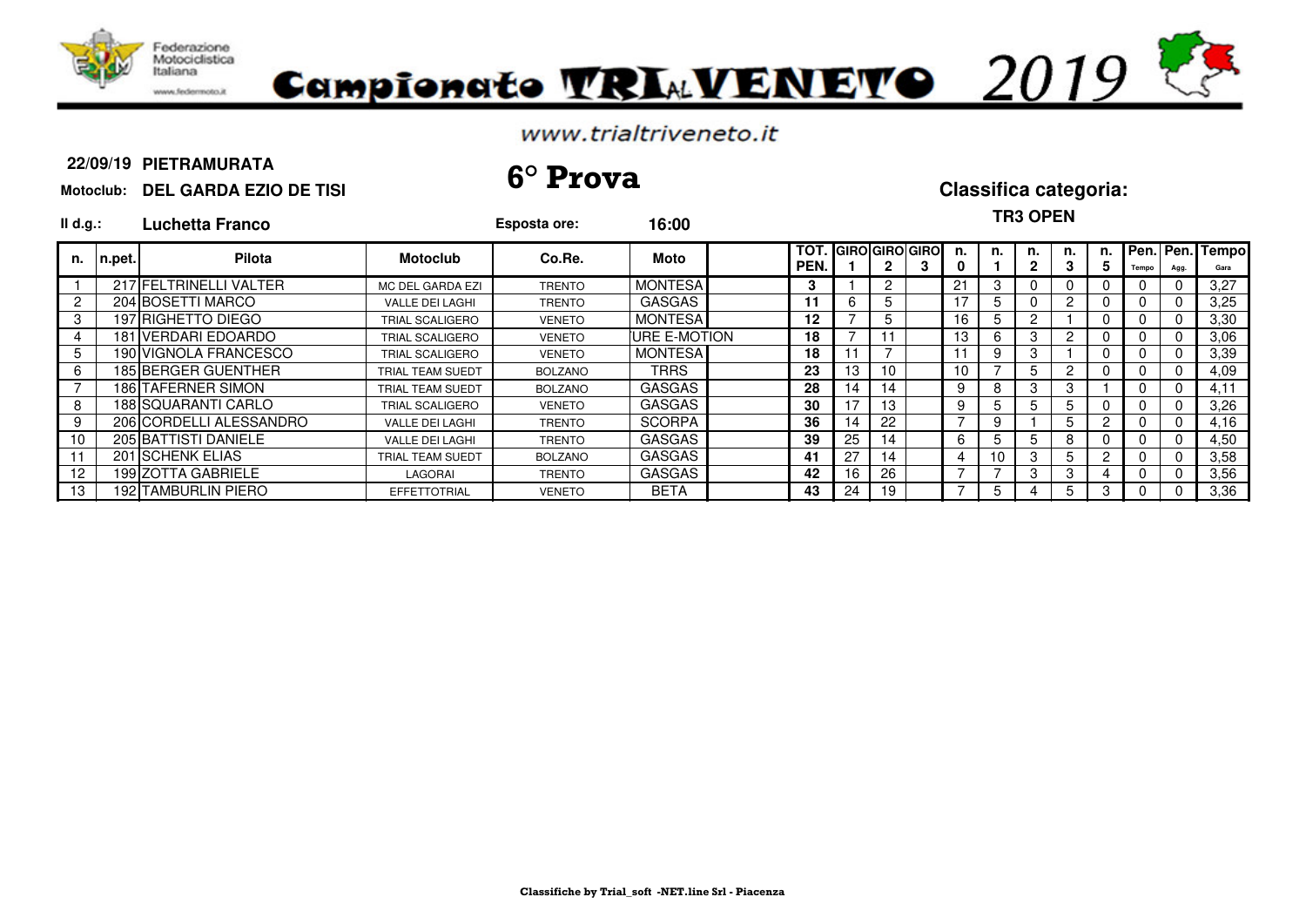Federazione Motociclistica Italiana

www.federmoto.it

# Campionato TRIAL VENETO 2019

www.trialtriveneto.it

**22/09/19 PIETRAMURATA**

**Motoclub: DEL GARDA EZIO DE TISI**

## 6° Prova

**Classifica categoria:**

**TR3 OPEN**

**Il d.g.: Luchetta Franco** **Esposta ore: 16:00**

| n. | n.pet. | Pilota | Motoclub | Co.Re. | Moto | | TOT. PEN. | GIRO 1 | GIRO 2 | GIRO 3 | n. 0 | n. 1 | n. 2 | n. 3 | n. 5 | Pen. Tempo | Pen. Agg. | Tempo Gara |
|---|---|---|---|---|---|---|---|---|---|---|---|---|---|---|---|---|---|---|
| 1 | 217 | FELTRINELLI VALTER | MC DEL GARDA EZI | TRENTO | MONTESA | | 3 | 1 | 2 | | 21 | 3 | 0 | 0 | 0 | 0 | 0 | 3,27 |
| 2 | 204 | BOSETTI MARCO | VALLE DEI LAGHI | TRENTO | GASGAS | | 11 | 6 | 5 | | 17 | 5 | 0 | 2 | 0 | 0 | 0 | 3,25 |
| 3 | 197 | RIGHETTO DIEGO | TRIAL SCALIGERO | VENETO | MONTESA | | 12 | 7 | 5 | | 16 | 5 | 2 | 1 | 0 | 0 | 0 | 3,30 |
| 4 | 181 | VERDARI EDOARDO | TRIAL SCALIGERO | VENETO | URE E-MOTION | | 18 | 7 | 11 | | 13 | 6 | 3 | 2 | 0 | 0 | 0 | 3,06 |
| 5 | 190 | VIGNOLA FRANCESCO | TRIAL SCALIGERO | VENETO | MONTESA | | 18 | 11 | 7 | | 11 | 9 | 3 | 1 | 0 | 0 | 0 | 3,39 |
| 6 | 185 | BERGER GUENTHER | TRIAL TEAM SUEDT | BOLZANO | TRRS | | 23 | 13 | 10 | | 10 | 7 | 5 | 2 | 0 | 0 | 0 | 4,09 |
| 7 | 186 | TAFERNER SIMON | TRIAL TEAM SUEDT | BOLZANO | GASGAS | | 28 | 14 | 14 | | 9 | 8 | 3 | 3 | 1 | 0 | 0 | 4,11 |
| 8 | 188 | SQUARANTI CARLO | TRIAL SCALIGERO | VENETO | GASGAS | | 30 | 17 | 13 | | 9 | 5 | 5 | 5 | 0 | 0 | 0 | 3,26 |
| 9 | 206 | CORDELLI ALESSANDRO | VALLE DEI LAGHI | TRENTO | SCORPA | | 36 | 14 | 22 | | 7 | 9 | 1 | 5 | 2 | 0 | 0 | 4,16 |
| 10 | 205 | BATTISTI DANIELE | VALLE DEI LAGHI | TRENTO | GASGAS | | 39 | 25 | 14 | | 6 | 5 | 5 | 8 | 0 | 0 | 0 | 4,50 |
| 11 | 201 | SCHENK ELIAS | TRIAL TEAM SUEDT | BOLZANO | GASGAS | | 41 | 27 | 14 | | 4 | 10 | 3 | 5 | 2 | 0 | 0 | 3,58 |
| 12 | 199 | ZOTTA GABRIELE | LAGORAI | TRENTO | GASGAS | | 42 | 16 | 26 | | 7 | 7 | 3 | 3 | 4 | 0 | 0 | 3,56 |
| 13 | 192 | TAMBURLIN PIERO | EFFETTOTRIAL | VENETO | BETA | | 43 | 24 | 19 | | 7 | 5 | 4 | 5 | 3 | 0 | 0 | 3,36 |

Classifiche by Trial_soft -NET.line Srl - Piacenza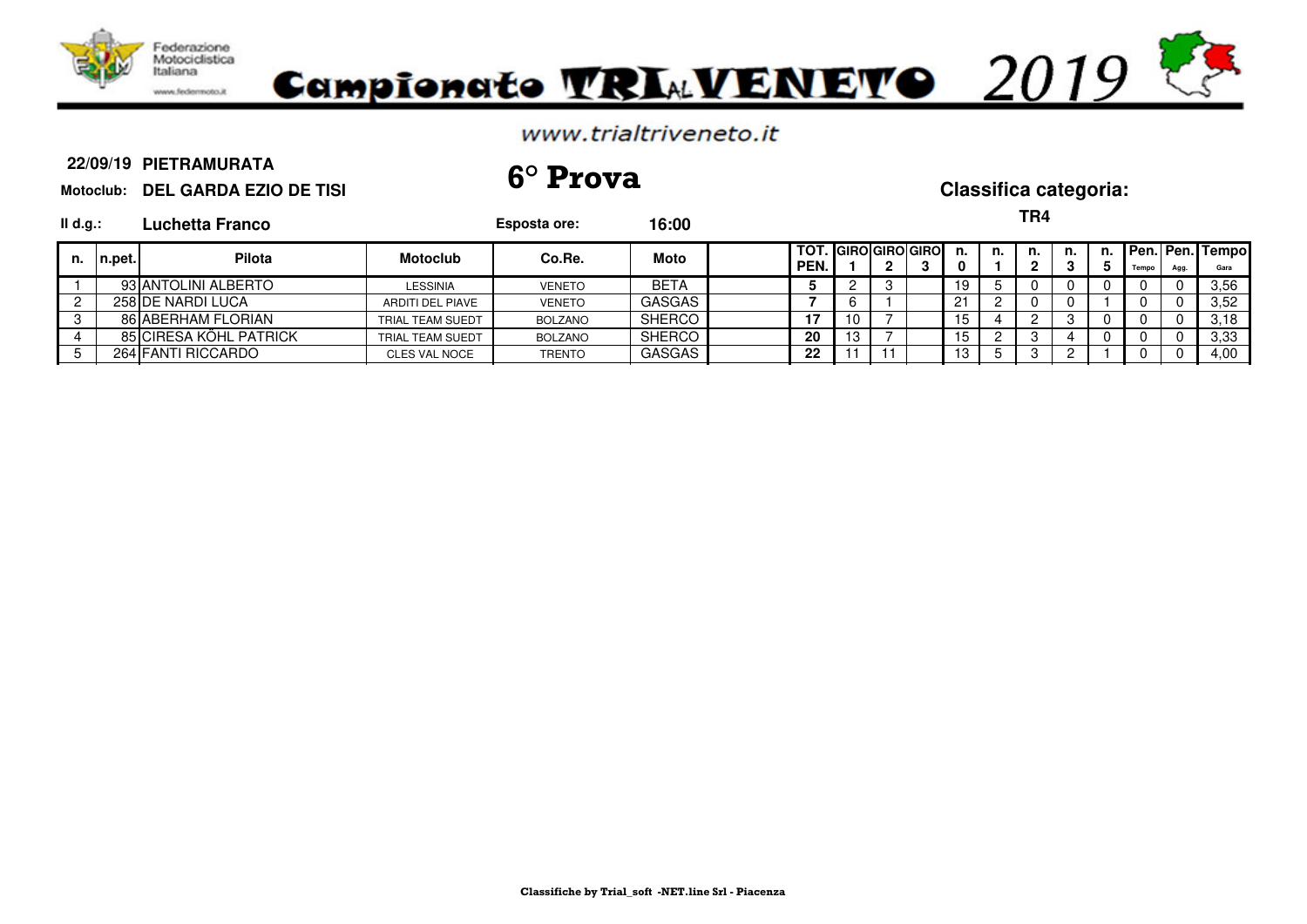# Campionato TRIALVENETO 2019

www.trialtriveneto.it

**22/09/19 PIETRAMURATA**

**Motoclub: DEL GARDA EZIO DE TISI**

## 6° Prova

**Classifica categoria:**

**TR4**

**Il d.g.: Luchetta Franco**

**Esposta ore: 16:00**

| n. | n.pet. | Pilota | Motoclub | Co.Re. | Moto | | TOT. PEN. | GIRO 1 | GIRO 2 | GIRO 3 | n. 0 | n. 1 | n. 2 | n. 3 | n. 5 | Pen. Tempo | Pen. Agg. | Tempo Gara |
|---|---|---|---|---|---|---|---|---|---|---|---|---|---|---|---|---|---|---|
| 1 | 93 | ANTOLINI ALBERTO | LESSINIA | VENETO | BETA | | 5 | 2 | 3 | | 19 | 5 | 0 | 0 | 0 | 0 | 0 | 3,56 |
| 2 | 258 | DE NARDI LUCA | ARDITI DEL PIAVE | VENETO | GASGAS | | 7 | 6 | 1 | | 21 | 2 | 0 | 0 | 1 | 0 | 0 | 3,52 |
| 3 | 86 | ABERHAM FLORIAN | TRIAL TEAM SUEDT | BOLZANO | SHERCO | | 17 | 10 | 7 | | 15 | 4 | 2 | 3 | 0 | 0 | 0 | 3,18 |
| 4 | 85 | CIRESA KÖHL PATRICK | TRIAL TEAM SUEDT | BOLZANO | SHERCO | | 20 | 13 | 7 | | 15 | 2 | 3 | 4 | 0 | 0 | 0 | 3,33 |
| 5 | 264 | FANTI RICCARDO | CLES VAL NOCE | TRENTO | GASGAS | | 22 | 11 | 11 | | 13 | 5 | 3 | 2 | 1 | 0 | 0 | 4,00 |

Classifiche by Trial_soft -NET.line Srl - Piacenza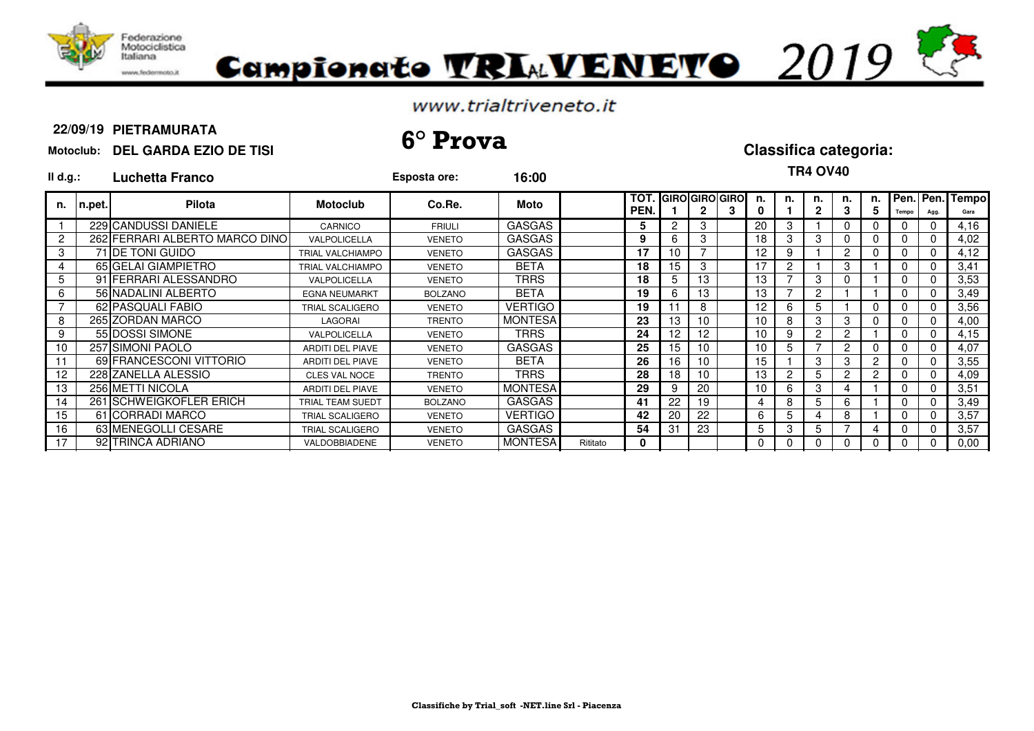Federazione Motociclistica Italiana

www.federmoto.it

# Campionato TRIALVENETO 2019

www.trialtriveneto.it

**22/09/19 PIETRAMURATA**

**Motoclub: DEL GARDA EZIO DE TISI**

## 6° Prova

**Classifica categoria:**

**TR4 OV40**

**Il d.g.: Luchetta Franco**

**Esposta ore: 16:00**

| n. | n.pet. | Pilota | Motoclub | Co.Re. | Moto | | TOT. PEN. | GIRO 1 | GIRO 2 | GIRO 3 | n. 0 | n. 1 | n. 2 | n. 3 | n. 5 | Pen. Tempo | Pen. Agg. | Tempo Gara |
|---|---|---|---|---|---|---|---|---|---|---|---|---|---|---|---|---|---|---|
| 1 | 229 | CANDUSSI DANIELE | CARNICO | FRIULI | GASGAS | | 5 | 2 | 3 | | 20 | 3 | 1 | 0 | 0 | 0 | 0 | 4,16 |
| 2 | 262 | FERRARI ALBERTO MARCO DINO | VALPOLICELLA | VENETO | GASGAS | | 9 | 6 | 3 | | 18 | 3 | 3 | 0 | 0 | 0 | 0 | 4,02 |
| 3 | 71 | DE TONI GUIDO | TRIAL VALCHIAMPO | VENETO | GASGAS | | 17 | 10 | 7 | | 12 | 9 | 1 | 2 | 0 | 0 | 0 | 4,12 |
| 4 | 65 | GELAI GIAMPIETRO | TRIAL VALCHIAMPO | VENETO | BETA | | 18 | 15 | 3 | | 17 | 2 | 1 | 3 | 1 | 0 | 0 | 3,41 |
| 5 | 91 | FERRARI ALESSANDRO | VALPOLICELLA | VENETO | TRRS | | 18 | 5 | 13 | | 13 | 7 | 3 | 0 | 1 | 0 | 0 | 3,53 |
| 6 | 56 | NADALINI ALBERTO | EGNA NEUMARKT | BOLZANO | BETA | | 19 | 6 | 13 | | 13 | 7 | 2 | 1 | 1 | 0 | 0 | 3,49 |
| 7 | 62 | PASQUALI FABIO | TRIAL SCALIGERO | VENETO | VERTIGO | | 19 | 11 | 8 | | 12 | 6 | 5 | 1 | 0 | 0 | 0 | 3,56 |
| 8 | 265 | ZORDAN MARCO | LAGORAI | TRENTO | MONTESA | | 23 | 13 | 10 | | 10 | 8 | 3 | 3 | 0 | 0 | 0 | 4,00 |
| 9 | 55 | DOSSI SIMONE | VALPOLICELLA | VENETO | TRRS | | 24 | 12 | 12 | | 10 | 9 | 2 | 2 | 1 | 0 | 0 | 4,15 |
| 10 | 257 | SIMONI PAOLO | ARDITI DEL PIAVE | VENETO | GASGAS | | 25 | 15 | 10 | | 10 | 5 | 7 | 2 | 0 | 0 | 0 | 4,07 |
| 11 | 69 | FRANCESCONI VITTORIO | ARDITI DEL PIAVE | VENETO | BETA | | 26 | 16 | 10 | | 15 | 1 | 3 | 3 | 2 | 0 | 0 | 3,55 |
| 12 | 228 | ZANELLA ALESSIO | CLES VAL NOCE | TRENTO | TRRS | | 28 | 18 | 10 | | 13 | 2 | 5 | 2 | 2 | 0 | 0 | 4,09 |
| 13 | 256 | METTI NICOLA | ARDITI DEL PIAVE | VENETO | MONTESA | | 29 | 9 | 20 | | 10 | 6 | 3 | 4 | 1 | 0 | 0 | 3,51 |
| 14 | 261 | SCHWEIGKOFLER ERICH | TRIAL TEAM SUEDT | BOLZANO | GASGAS | | 41 | 22 | 19 | | 4 | 8 | 5 | 6 | 1 | 0 | 0 | 3,49 |
| 15 | 61 | CORRADI MARCO | TRIAL SCALIGERO | VENETO | VERTIGO | | 42 | 20 | 22 | | 6 | 5 | 4 | 8 | 1 | 0 | 0 | 3,57 |
| 16 | 63 | MENEGOLLI CESARE | TRIAL SCALIGERO | VENETO | GASGAS | | 54 | 31 | 23 | | 5 | 3 | 5 | 7 | 4 | 0 | 0 | 3,57 |
| 17 | 92 | TRINCA ADRIANO | VALDOBBIADENE | VENETO | MONTESA | Ritirato | 0 | | | | 0 | 0 | 0 | 0 | 0 | 0 | 0 | 0,00 |

Classifiche by Trial_soft -NET.line Srl - Piacenza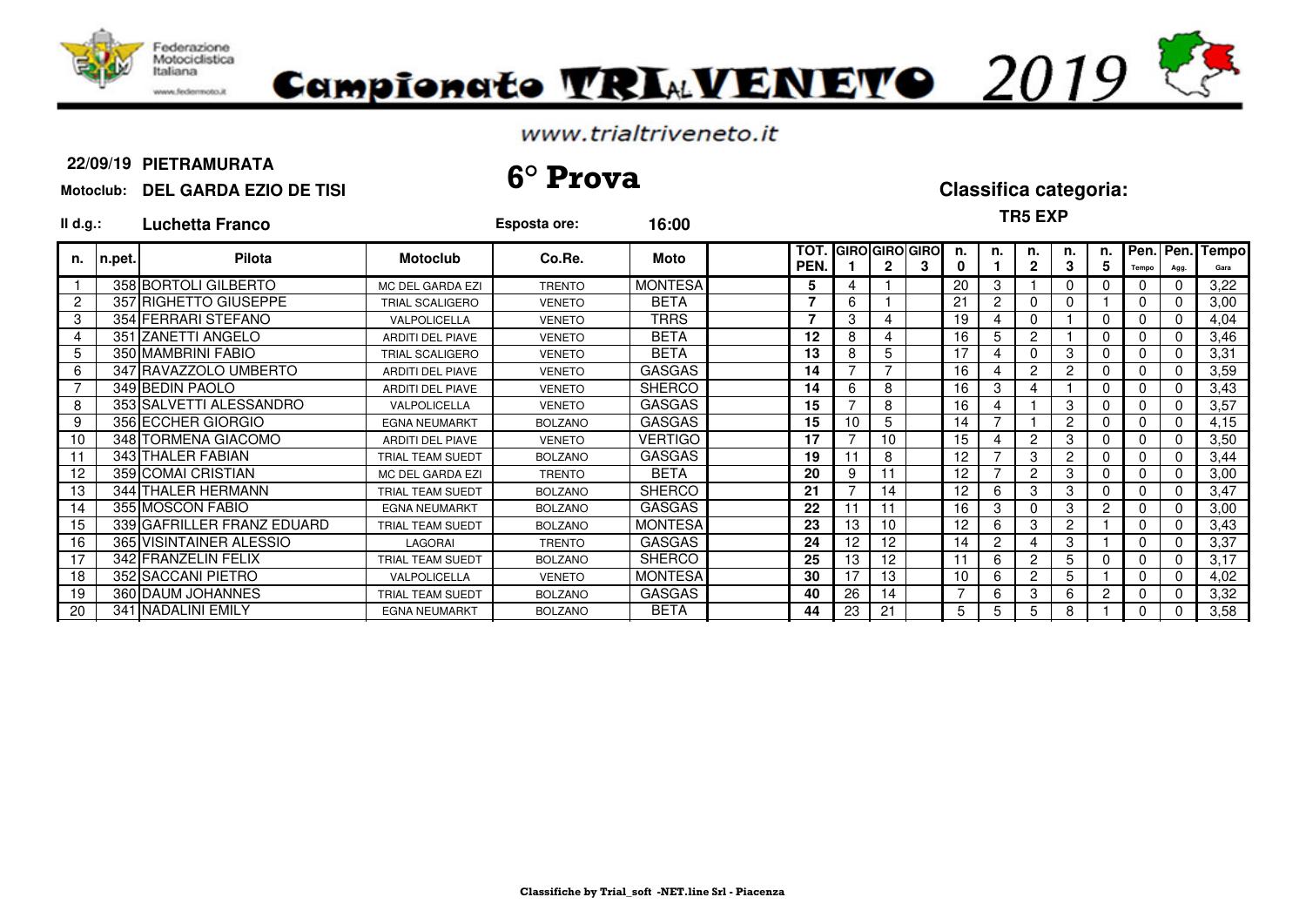Federazione Motociclistica Italiana

www.federmoto.it

# Campionato TRIAL VENETO 2019

www.trialtriveneto.it

**22/09/19 PIETRAMURATA**

**Motoclub: DEL GARDA EZIO DE TISI**

## 6° Prova

**Classifica categoria:**

**TR5 EXP**

**Il d.g.: Luchetta Franco**

**Esposta ore: 16:00**

| n. | n.pet. | Pilota | Motoclub | Co.Re. | Moto | | TOT. PEN. | GIRO 1 | GIRO 2 | GIRO 3 | n. 0 | n. 1 | n. 2 | n. 3 | n. 5 | Pen. Tempo | Pen. Agg. | Tempo Gara |
|---|---|---|---|---|---|---|---|---|---|---|---|---|---|---|---|---|---|---|
| 1 | 358 | BORTOLI GILBERTO | MC DEL GARDA EZI | TRENTO | MONTESA | | 5 | 4 | 1 | | 20 | 3 | 1 | 0 | 0 | 0 | 0 | 3,22 |
| 2 | 357 | RIGHETTO GIUSEPPE | TRIAL SCALIGERO | VENETO | BETA | | 7 | 6 | 1 | | 21 | 2 | 0 | 0 | 1 | 0 | 0 | 3,00 |
| 3 | 354 | FERRARI STEFANO | VALPOLICELLA | VENETO | TRRS | | 7 | 3 | 4 | | 19 | 4 | 0 | 1 | 0 | 0 | 0 | 4,04 |
| 4 | 351 | ZANETTI ANGELO | ARDITI DEL PIAVE | VENETO | BETA | | 12 | 8 | 4 | | 16 | 5 | 2 | 1 | 0 | 0 | 0 | 3,46 |
| 5 | 350 | MAMBRINI FABIO | TRIAL SCALIGERO | VENETO | BETA | | 13 | 8 | 5 | | 17 | 4 | 0 | 3 | 0 | 0 | 0 | 3,31 |
| 6 | 347 | RAVAZZOLO UMBERTO | ARDITI DEL PIAVE | VENETO | GASGAS | | 14 | 7 | 7 | | 16 | 4 | 2 | 2 | 0 | 0 | 0 | 3,59 |
| 7 | 349 | BEDIN PAOLO | ARDITI DEL PIAVE | VENETO | SHERCO | | 14 | 6 | 8 | | 16 | 3 | 4 | 1 | 0 | 0 | 0 | 3,43 |
| 8 | 353 | SALVETTI ALESSANDRO | VALPOLICELLA | VENETO | GASGAS | | 15 | 7 | 8 | | 16 | 4 | 1 | 3 | 0 | 0 | 0 | 3,57 |
| 9 | 356 | ECCHER GIORGIO | EGNA NEUMARKT | BOLZANO | GASGAS | | 15 | 10 | 5 | | 14 | 7 | 1 | 2 | 0 | 0 | 0 | 4,15 |
| 10 | 348 | TORMENA GIACOMO | ARDITI DEL PIAVE | VENETO | VERTIGO | | 17 | 7 | 10 | | 15 | 4 | 2 | 3 | 0 | 0 | 0 | 3,50 |
| 11 | 343 | THALER FABIAN | TRIAL TEAM SUEDT | BOLZANO | GASGAS | | 19 | 11 | 8 | | 12 | 7 | 3 | 2 | 0 | 0 | 0 | 3,44 |
| 12 | 359 | COMAI CRISTIAN | MC DEL GARDA EZI | TRENTO | BETA | | 20 | 9 | 11 | | 12 | 7 | 2 | 3 | 0 | 0 | 0 | 3,00 |
| 13 | 344 | THALER HERMANN | TRIAL TEAM SUEDT | BOLZANO | SHERCO | | 21 | 7 | 14 | | 12 | 6 | 3 | 3 | 0 | 0 | 0 | 3,47 |
| 14 | 355 | MOSCON FABIO | EGNA NEUMARKT | BOLZANO | GASGAS | | 22 | 11 | 11 | | 16 | 3 | 0 | 3 | 2 | 0 | 0 | 3,00 |
| 15 | 339 | GAFRILLER FRANZ EDUARD | TRIAL TEAM SUEDT | BOLZANO | MONTESA | | 23 | 13 | 10 | | 12 | 6 | 3 | 2 | 1 | 0 | 0 | 3,43 |
| 16 | 365 | VISINTAINER ALESSIO | LAGORAI | TRENTO | GASGAS | | 24 | 12 | 12 | | 14 | 2 | 4 | 3 | 1 | 0 | 0 | 3,37 |
| 17 | 342 | FRANZELIN FELIX | TRIAL TEAM SUEDT | BOLZANO | SHERCO | | 25 | 13 | 12 | | 11 | 6 | 2 | 5 | 0 | 0 | 0 | 3,17 |
| 18 | 352 | SACCANI PIETRO | VALPOLICELLA | VENETO | MONTESA | | 30 | 17 | 13 | | 10 | 6 | 2 | 5 | 1 | 0 | 0 | 4,02 |
| 19 | 360 | DAUM JOHANNES | TRIAL TEAM SUEDT | BOLZANO | GASGAS | | 40 | 26 | 14 | | 7 | 6 | 3 | 6 | 2 | 0 | 0 | 3,32 |
| 20 | 341 | NADALINI EMILY | EGNA NEUMARKT | BOLZANO | BETA | | 44 | 23 | 21 | | 5 | 5 | 5 | 8 | 1 | 0 | 0 | 3,58 |

**Classifiche by Trial_soft -NET.line Srl - Piacenza**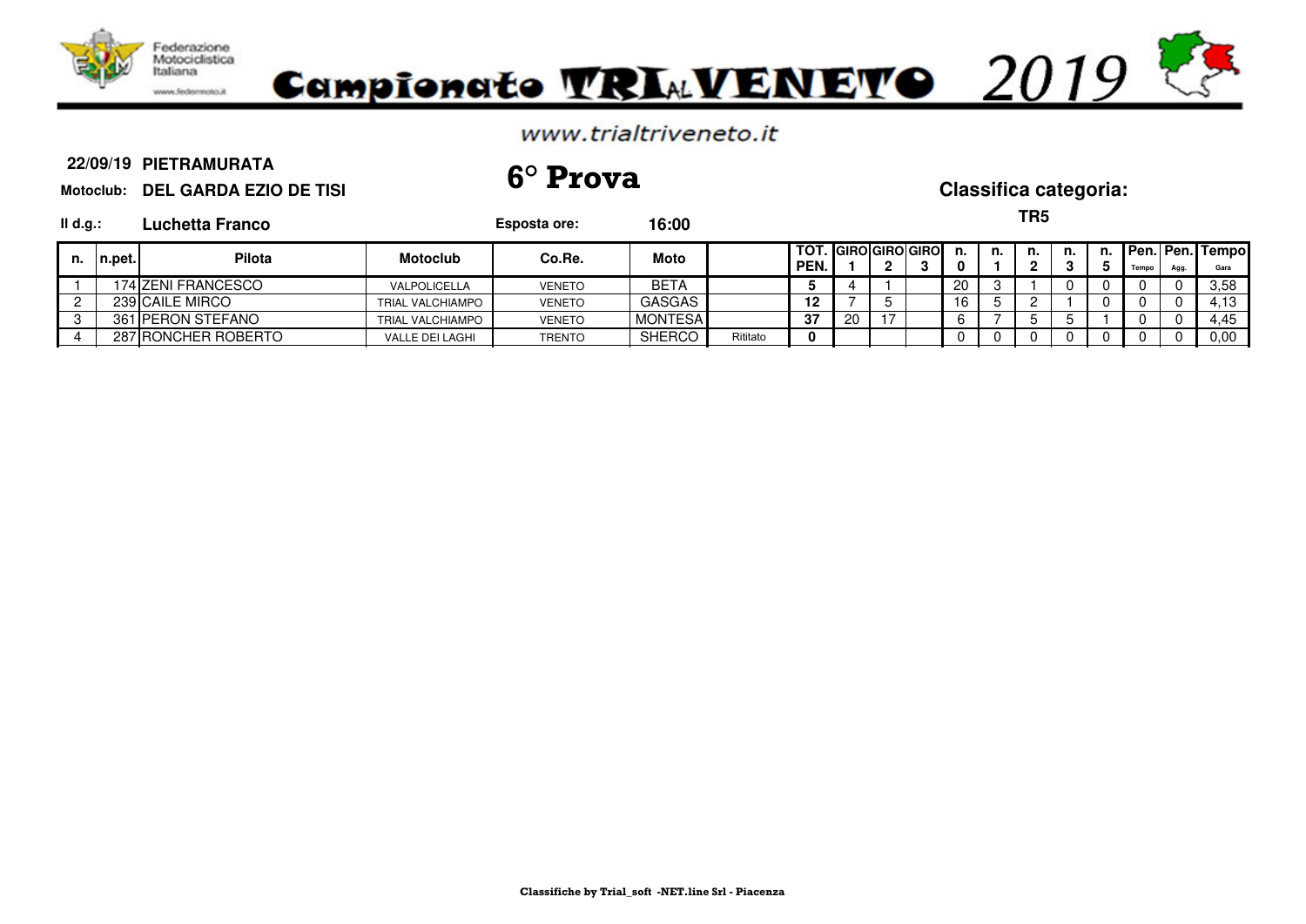# Campionato TRIALVENETO 2019

www.trialtriveneto.it

**22/09/19 PIETRAMURATA**

**Motoclub: DEL GARDA EZIO DE TISI**

## 6° Prova

**Classifica categoria:**

**TR5**

**Il d.g.: Luchetta Franco**

**Esposta ore: 16:00**

| n. | n.pet. | Pilota | Motoclub | Co.Re. | Moto | | TOT. PEN. | GIRO 1 | GIRO 2 | GIRO 3 | n. 0 | n. 1 | n. 2 | n. 3 | n. 5 | Pen. Tempo | Pen. Agg. | Tempo Gara |
|---|---|---|---|---|---|---|---|---|---|---|---|---|---|---|---|---|---|---|
| 1 | 174 | ZENI FRANCESCO | VALPOLICELLA | VENETO | BETA | | 5 | 4 | 1 | | 20 | 3 | 1 | 0 | 0 | 0 | 0 | 3,58 |
| 2 | 239 | CAILE MIRCO | TRIAL VALCHIAMPO | VENETO | GASGAS | | 12 | 7 | 5 | | 16 | 5 | 2 | 1 | 0 | 0 | 0 | 4,13 |
| 3 | 361 | PERON STEFANO | TRIAL VALCHIAMPO | VENETO | MONTESA | | 37 | 20 | 17 | | 6 | 7 | 5 | 5 | 1 | 0 | 0 | 4,45 |
| 4 | 287 | RONCHER ROBERTO | VALLE DEI LAGHI | TRENTO | SHERCO | Ritirato | 0 | | | | 0 | 0 | 0 | 0 | 0 | 0 | 0 | 0,00 |

Classifiche by Trial_soft -NET.line Srl - Piacenza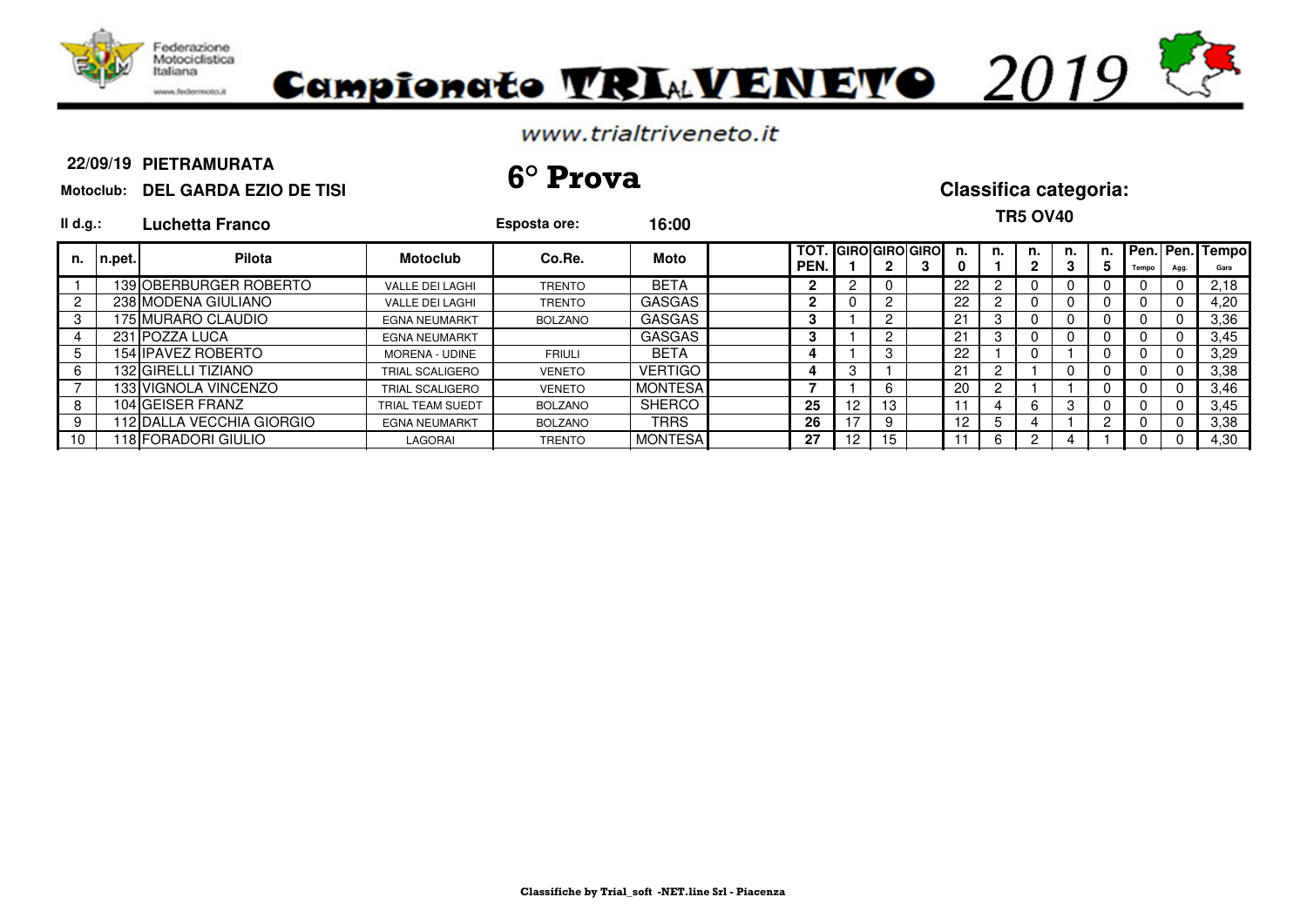Federazione Motociclistica Italiana

www.federmoto.it

# Campionato TRIAL VENETO 2019

www.trialtriveneto.it

**22/09/19 PIETRAMURATA**

**Motoclub: DEL GARDA EZIO DE TISI**

## 6° Prova

**Classifica categoria:**

**TR5 OV40**

**Il d.g.: Luchetta Franco**

**Esposta ore: 16:00**

| n. | n.pet. | Pilota | Motoclub | Co.Re. | Moto | | TOT. PEN. | GIRO 1 | GIRO 2 | GIRO 3 | n. 0 | n. 1 | n. 2 | n. 3 | n. 5 | Pen. Tempo | Pen. Agg. | Tempo Gara |
|---|---|---|---|---|---|---|---|---|---|---|---|---|---|---|---|---|---|---|
| 1 | 139 | OBERBURGER ROBERTO | VALLE DEI LAGHI | TRENTO | BETA | | 2 | 2 | 0 | | 22 | 2 | 0 | 0 | 0 | 0 | 0 | 2,18 |
| 2 | 238 | MODENA GIULIANO | VALLE DEI LAGHI | TRENTO | GASGAS | | 2 | 0 | 2 | | 22 | 2 | 0 | 0 | 0 | 0 | 0 | 4,20 |
| 3 | 175 | MURARO CLAUDIO | EGNA NEUMARKT | BOLZANO | GASGAS | | 3 | 1 | 2 | | 21 | 3 | 0 | 0 | 0 | 0 | 0 | 3,36 |
| 4 | 231 | POZZA LUCA | EGNA NEUMARKT | | GASGAS | | 3 | 1 | 2 | | 21 | 3 | 0 | 0 | 0 | 0 | 0 | 3,45 |
| 5 | 154 | IPAVEZ ROBERTO | MORENA - UDINE | FRIULI | BETA | | 4 | 1 | 3 | | 22 | 1 | 0 | 1 | 0 | 0 | 0 | 3,29 |
| 6 | 132 | GIRELLI TIZIANO | TRIAL SCALIGERO | VENETO | VERTIGO | | 4 | 3 | 1 | | 21 | 2 | 1 | 0 | 0 | 0 | 0 | 3,38 |
| 7 | 133 | VIGNOLA VINCENZO | TRIAL SCALIGERO | VENETO | MONTESA | | 7 | 1 | 6 | | 20 | 2 | 1 | 1 | 0 | 0 | 0 | 3,46 |
| 8 | 104 | GEISER FRANZ | TRIAL TEAM SUEDT | BOLZANO | SHERCO | | 25 | 12 | 13 | | 11 | 4 | 6 | 3 | 0 | 0 | 0 | 3,45 |
| 9 | 112 | DALLA VECCHIA GIORGIO | EGNA NEUMARKT | BOLZANO | TRRS | | 26 | 17 | 9 | | 12 | 5 | 4 | 1 | 2 | 0 | 0 | 3,38 |
| 10 | 118 | FORADORI GIULIO | LAGORAI | TRENTO | MONTESA | | 27 | 12 | 15 | | 11 | 6 | 2 | 4 | 1 | 0 | 0 | 4,30 |

Classifiche by Trial_soft -NET.line Srl - Piacenza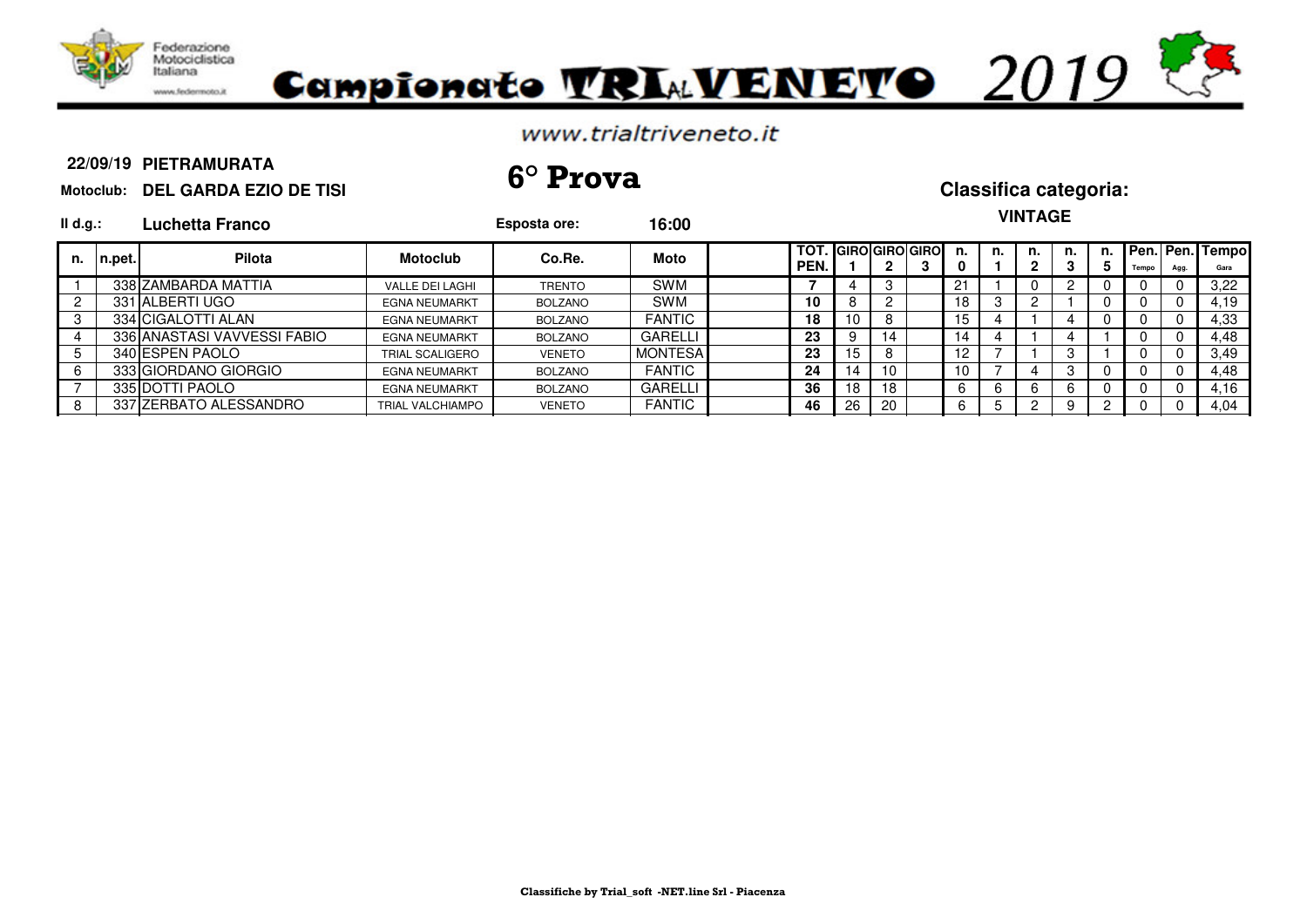Federazione Motociclistica Italiana

# Campionato TRIAL VENETO 2019

www.trialtriveneto.it

**22/09/19 PIETRAMURATA**

**Motoclub: DEL GARDA EZIO DE TISI**

## 6° Prova

**Classifica categoria:**

**VINTAGE**

**Il d.g.: Luchetta Franco**

**Esposta ore: 16:00**

| n. | n.pet. | Pilota | Motoclub | Co.Re. | Moto | | TOT. PEN. | GIRO 1 | GIRO 2 | GIRO 3 | n. 0 | n. 1 | n. 2 | n. 3 | n. 5 | Pen. Tempo | Pen. Agg. | Tempo Gara |
|---|---|---|---|---|---|---|---|---|---|---|---|---|---|---|---|---|---|---|
| 1 | 338 | ZAMBARDA MATTIA | VALLE DEI LAGHI | TRENTO | SWM | | 7 | 4 | 3 | | 21 | 1 | 0 | 2 | 0 | 0 | 0 | 3,22 |
| 2 | 331 | ALBERTI UGO | EGNA NEUMARKT | BOLZANO | SWM | | 10 | 8 | 2 | | 18 | 3 | 2 | 1 | 0 | 0 | 0 | 4,19 |
| 3 | 334 | CIGALOTTI ALAN | EGNA NEUMARKT | BOLZANO | FANTIC | | 18 | 10 | 8 | | 15 | 4 | 1 | 4 | 0 | 0 | 0 | 4,33 |
| 4 | 336 | ANASTASI VAVVESSI FABIO | EGNA NEUMARKT | BOLZANO | GARELLI | | 23 | 9 | 14 | | 14 | 4 | 1 | 4 | 1 | 0 | 0 | 4,48 |
| 5 | 340 | ESPEN PAOLO | TRIAL SCALIGERO | VENETO | MONTESA | | 23 | 15 | 8 | | 12 | 7 | 1 | 3 | 1 | 0 | 0 | 3,49 |
| 6 | 333 | GIORDANO GIORGIO | EGNA NEUMARKT | BOLZANO | FANTIC | | 24 | 14 | 10 | | 10 | 7 | 4 | 3 | 0 | 0 | 0 | 4,48 |
| 7 | 335 | DOTTI PAOLO | EGNA NEUMARKT | BOLZANO | GARELLI | | 36 | 18 | 18 | | 6 | 6 | 6 | 6 | 0 | 0 | 0 | 4,16 |
| 8 | 337 | ZERBATO ALESSANDRO | TRIAL VALCHIAMPO | VENETO | FANTIC | | 46 | 26 | 20 | | 6 | 5 | 2 | 9 | 2 | 0 | 0 | 4,04 |

Classifiche by Trial_soft -NET.line Srl - Piacenza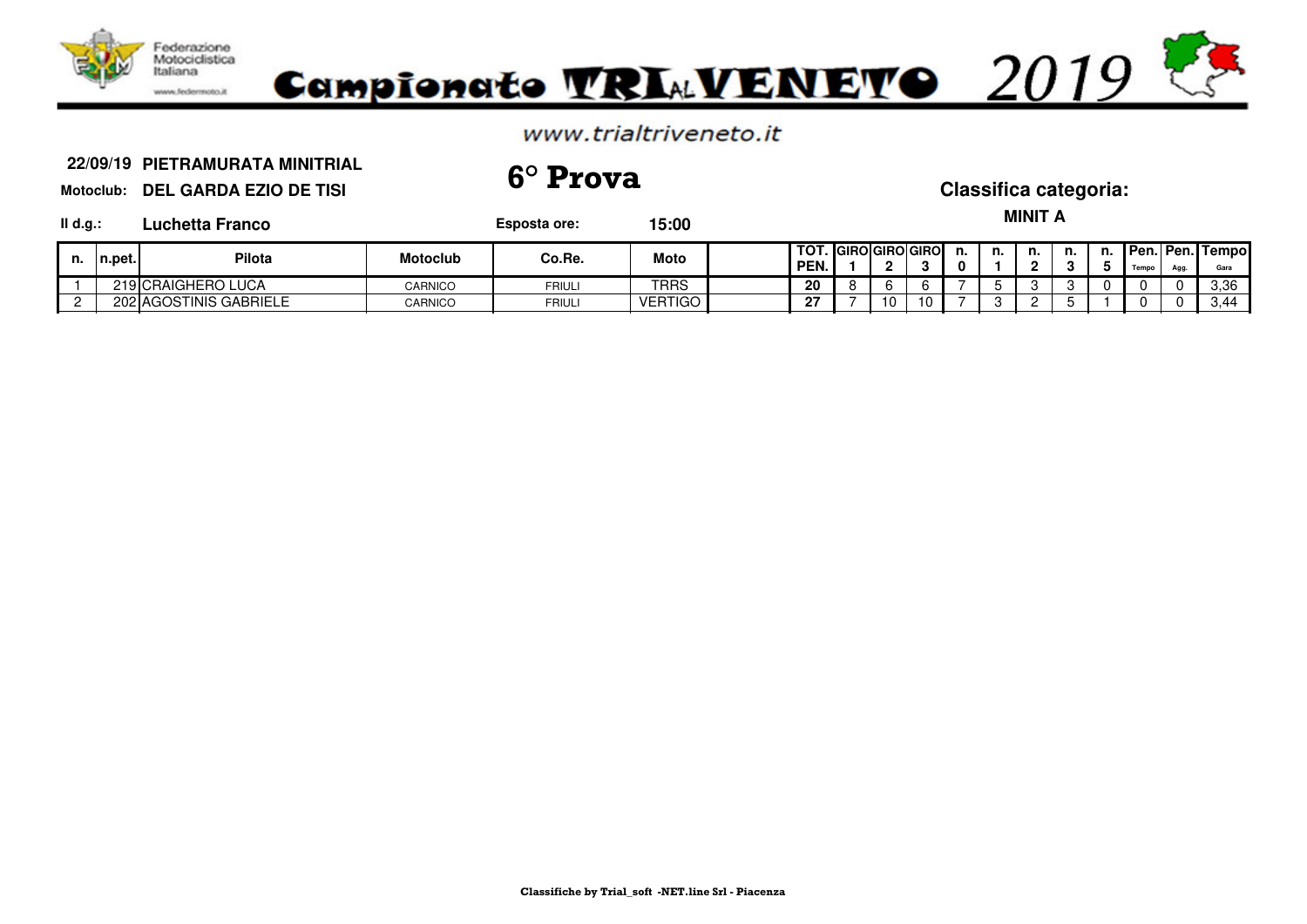# Campionato TRIALVENETO 2019

www.trialtriveneto.it

**22/09/19 PIETRAMURATA MINITRIAL**

**Motoclub: DEL GARDA EZIO DE TISI**

## 6° Prova

**Classifica categoria:**

**MINIT A**

**Il d.g.: Luchetta Franco** **Esposta ore: 15:00**

| n. | n.pet. | Pilota | Motoclub | Co.Re. | Moto | | TOT. PEN. | GIRO 1 | GIRO 2 | GIRO 3 | n. 0 | n. 1 | n. 2 | n. 3 | n. 5 | Pen. Tempo | Pen. Agg. | Tempo Gara |
|---|---|---|---|---|---|---|---|---|---|---|---|---|---|---|---|---|---|---|
| 1 | 219 | CRAIGHERO LUCA | CARNICO | FRIULI | TRRS | | 20 | 8 | 6 | 6 | 7 | 5 | 3 | 3 | 0 | 0 | 0 | 3,36 |
| 2 | 202 | AGOSTINIS GABRIELE | CARNICO | FRIULI | VERTIGO | | 27 | 7 | 10 | 10 | 7 | 3 | 2 | 5 | 1 | 0 | 0 | 3,44 |

Classifiche by Trial_soft -NET.line Srl - Piacenza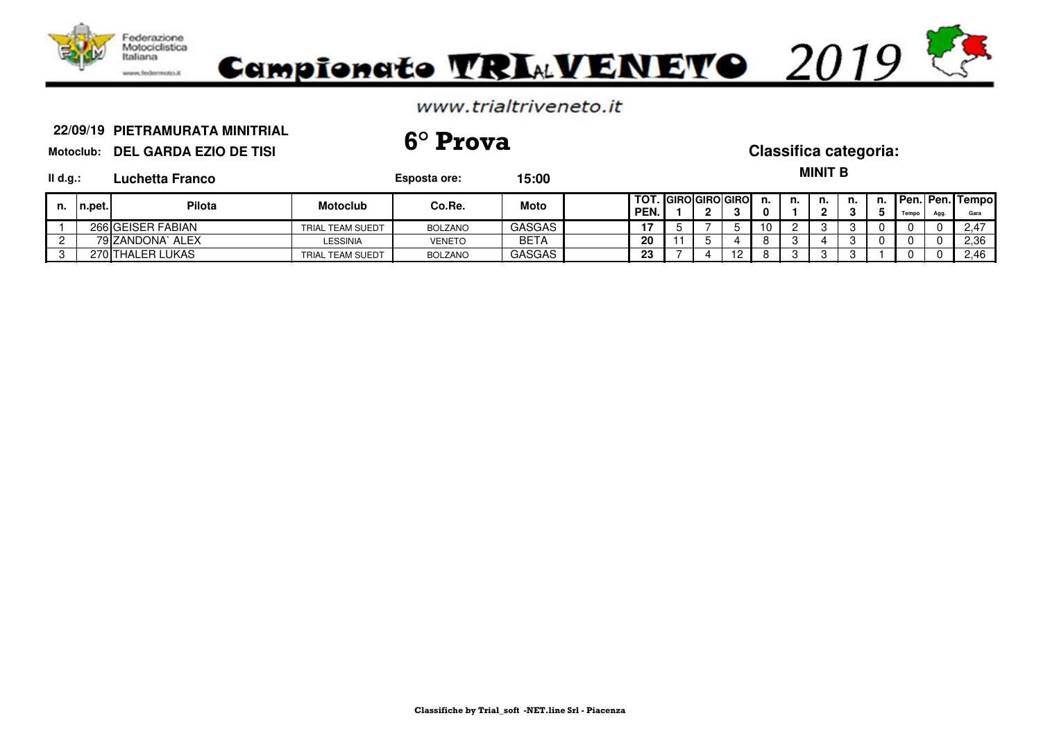# Campionato TRIAL VENETO 2019

www.trialtriveneto.it

**22/09/19 PIETRAMURATA MINITRIAL**

**Motoclub: DEL GARDA EZIO DE TISI**

## 6° Prova

**Classifica categoria:**

**MINIT B**

**Il d.g.:** **Luchetta Franco**

**Esposta ore:** **15:00**

| n. | n.pet. | Pilota | Motoclub | Co.Re. | Moto | | TOT. PEN. | GIRO 1 | GIRO 2 | GIRO 3 | n. 0 | n. 1 | n. 2 | n. 3 | n. 5 | Pen. Tempo | Pen. Agg. | Tempo Gara |
|---|---|---|---|---|---|---|---|---|---|---|---|---|---|---|---|---|---|---|
| 1 | 266 | GEISER FABIAN | TRIAL TEAM SUEDT | BOLZANO | GASGAS | | 17 | 5 | 7 | 5 | 10 | 2 | 3 | 3 | 0 | 0 | 0 | 2,47 |
| 2 | 79 | ZANDONA` ALEX | LESSINIA | VENETO | BETA | | 20 | 11 | 5 | 4 | 8 | 3 | 4 | 3 | 0 | 0 | 0 | 2,36 |
| 3 | 270 | THALER LUKAS | TRIAL TEAM SUEDT | BOLZANO | GASGAS | | 23 | 7 | 4 | 12 | 8 | 3 | 3 | 3 | 1 | 0 | 0 | 2,46 |

Classifiche by Trial_soft -NET.line Srl - Piacenza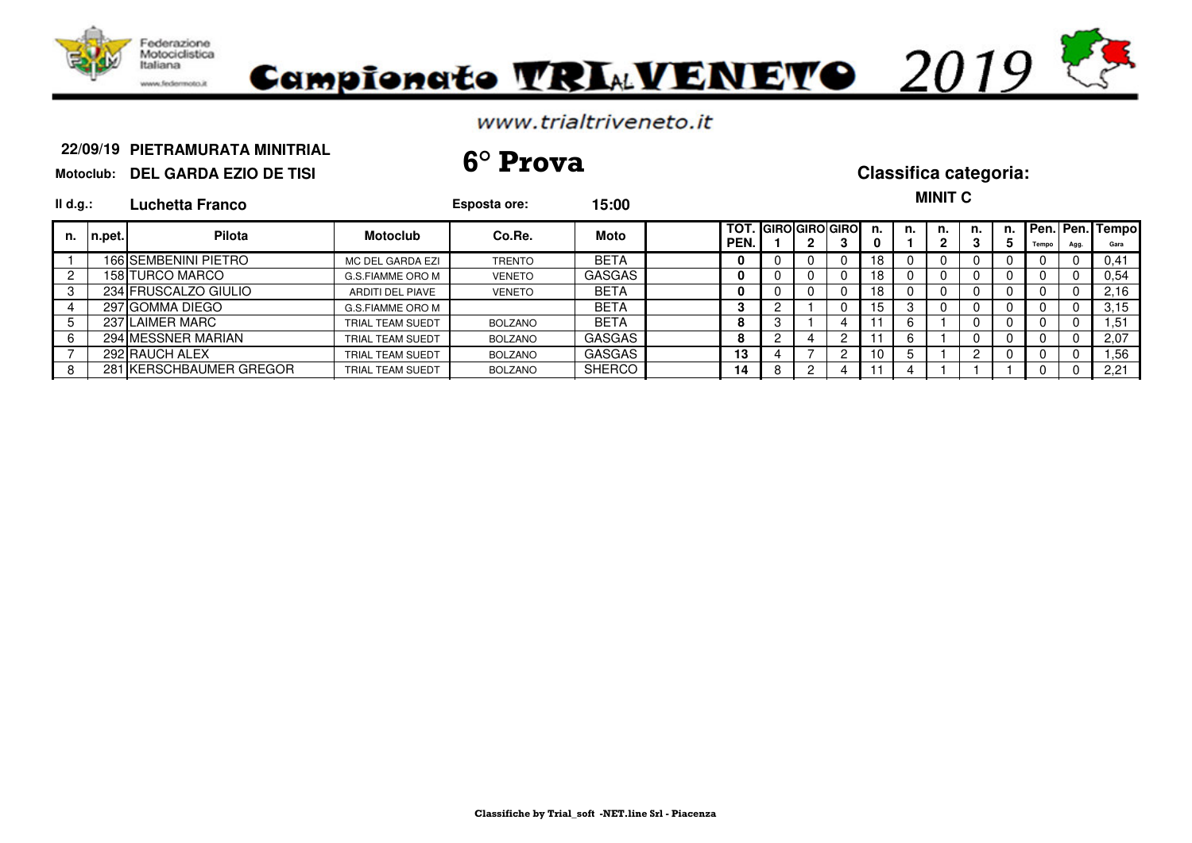# Campionato TRIAL VENETO 2019

www.trialtriveneto.it

**22/09/19 PIETRAMURATA MINITRIAL**

**Motoclub: DEL GARDA EZIO DE TISI**

## 6° Prova

**Classifica categoria:**

**MINIT C**

**Il d.g.: Luchetta Franco**

**Esposta ore: 15:00**

| n. | n.pet. | Pilota | Motoclub | Co.Re. | Moto | | TOT. PEN. | GIRO 1 | GIRO 2 | GIRO 3 | n. 0 | n. 1 | n. 2 | n. 3 | n. 5 | Pen. Tempo | Pen. Agg. | Tempo Gara |
|---|---|---|---|---|---|---|---|---|---|---|---|---|---|---|---|---|---|---|
| 1 | 166 | SEMBENINI PIETRO | MC DEL GARDA EZI | TRENTO | BETA | | **0** | 0 | 0 | 0 | 18 | 0 | 0 | 0 | 0 | 0 | 0 | 0,41 |
| 2 | 158 | TURCO MARCO | G.S.FIAMME ORO M | VENETO | GASGAS | | **0** | 0 | 0 | 0 | 18 | 0 | 0 | 0 | 0 | 0 | 0 | 0,54 |
| 3 | 234 | FRUSCALZO GIULIO | ARDITI DEL PIAVE | VENETO | BETA | | **0** | 0 | 0 | 0 | 18 | 0 | 0 | 0 | 0 | 0 | 0 | 2,16 |
| 4 | 297 | GOMMA DIEGO | G.S.FIAMME ORO M | | BETA | | **3** | 2 | 1 | 0 | 15 | 3 | 0 | 0 | 0 | 0 | 0 | 3,15 |
| 5 | 237 | LAIMER MARC | TRIAL TEAM SUEDT | BOLZANO | BETA | | **8** | 3 | 1 | 4 | 11 | 6 | 1 | 0 | 0 | 0 | 0 | 1,51 |
| 6 | 294 | MESSNER MARIAN | TRIAL TEAM SUEDT | BOLZANO | GASGAS | | **8** | 2 | 4 | 2 | 11 | 6 | 1 | 0 | 0 | 0 | 0 | 2,07 |
| 7 | 292 | RAUCH ALEX | TRIAL TEAM SUEDT | BOLZANO | GASGAS | | **13** | 4 | 7 | 2 | 10 | 5 | 1 | 2 | 0 | 0 | 0 | 1,56 |
| 8 | 281 | KERSCHBAUMER GREGOR | TRIAL TEAM SUEDT | BOLZANO | SHERCO | | **14** | 8 | 2 | 4 | 11 | 4 | 1 | 1 | 1 | 0 | 0 | 2,21 |

Classifiche by Trial_soft -NET.line Srl - Piacenza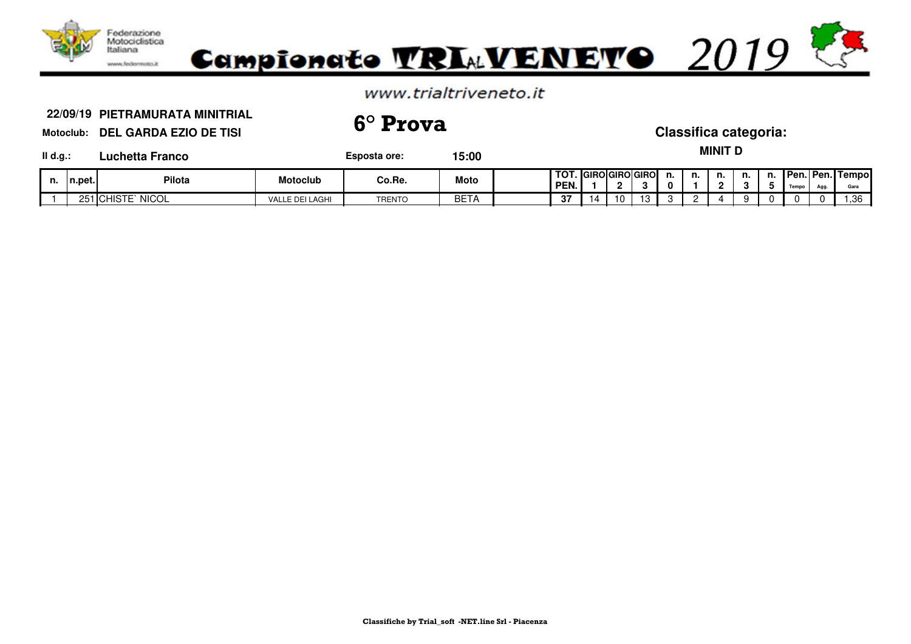Federazione Motociclistica Italiana

www.federmoto.it

# Campionato TRIALVENETO 2019

www.trialtriveneto.it

**22/09/19 PIETRAMURATA MINITRIAL**

**Motoclub: DEL GARDA EZIO DE TISI**

## 6° Prova

**Classifica categoria:**

**MINIT D**

**Il d.g.: Luchetta Franco**

**Esposta ore: 15:00**

| n. | n.pet. | Pilota | Motoclub | Co.Re. | Moto | | TOT. PEN. | GIRO 1 | GIRO 2 | GIRO 3 | n. 0 | n. 1 | n. 2 | n. 3 | n. 5 | Pen. Tempo | Pen. Agg. | Tempo Gara |
|---|---|---|---|---|---|---|---|---|---|---|---|---|---|---|---|---|---|---|
| 1 | 251 | CHISTE` NICOL | VALLE DEI LAGHI | TRENTO | BETA | | 37 | 14 | 10 | 13 | 3 | 2 | 4 | 9 | 0 | 0 | 0 | 1,36 |

Classifiche by Trial_soft -NET.line Srl - Piacenza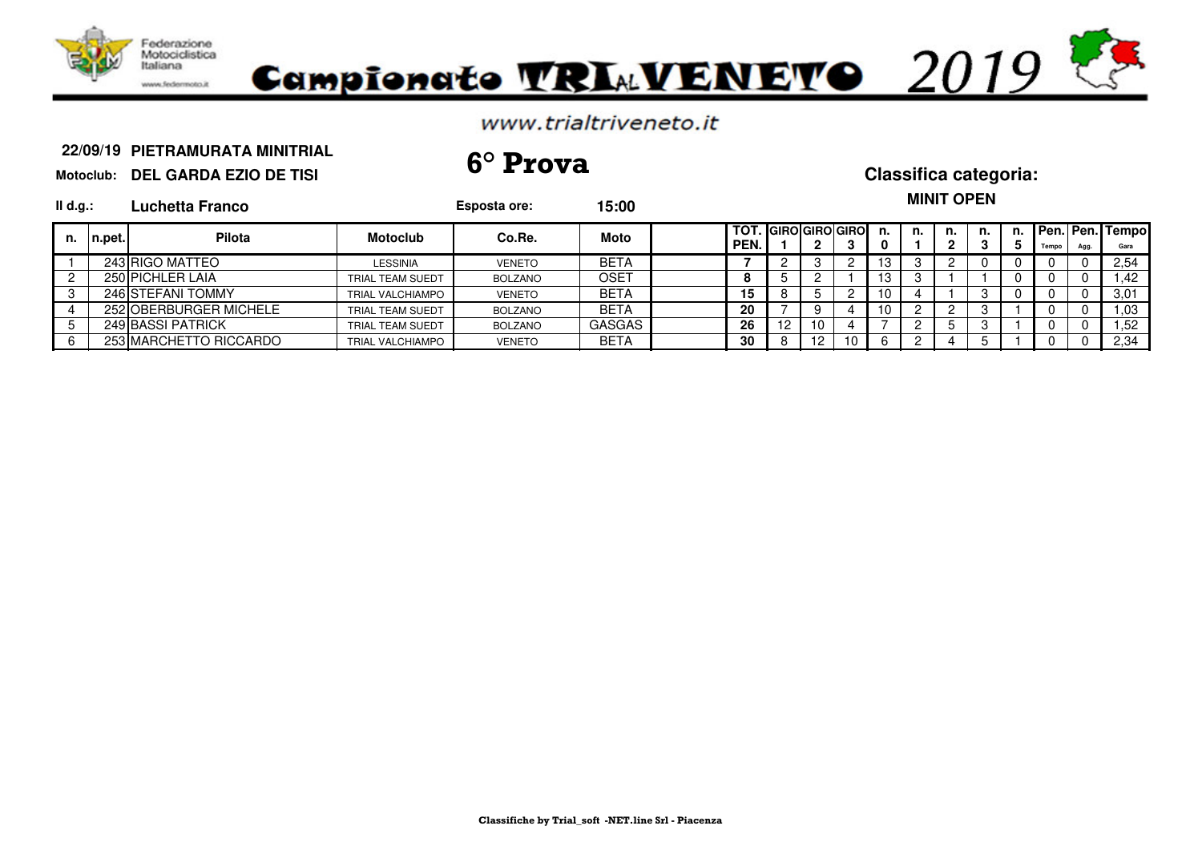# Campionato TRIAL VENETO 2019

www.trialtriveneto.it

**22/09/19 PIETRAMURATA MINITRIAL**

**Motoclub: DEL GARDA EZIO DE TISI**

## 6° Prova

### Classifica categoria:

**MINIT OPEN**

**Il d.g.: Luchetta Franco**

**Esposta ore: 15:00**

| n. | n.pet. | Pilota | Motoclub | Co.Re. | Moto | | TOT. PEN. | GIRO 1 | GIRO 2 | GIRO 3 | n. 0 | n. 1 | n. 2 | n. 3 | n. 5 | Pen. Tempo | Pen. Agg. | Tempo Gara |
|---|---|---|---|---|---|---|---|---|---|---|---|---|---|---|---|---|---|---|
| 1 | 243 | RIGO MATTEO | LESSINIA | VENETO | BETA | | 7 | 2 | 3 | 2 | 13 | 3 | 2 | 0 | 0 | 0 | 0 | 2,54 |
| 2 | 250 | PICHLER LAIA | TRIAL TEAM SUEDT | BOLZANO | OSET | | 8 | 5 | 2 | 1 | 13 | 3 | 1 | 1 | 0 | 0 | 0 | 1,42 |
| 3 | 246 | STEFANI TOMMY | TRIAL VALCHIAMPO | VENETO | BETA | | 15 | 8 | 5 | 2 | 10 | 4 | 1 | 3 | 0 | 0 | 0 | 3,01 |
| 4 | 252 | OBERBURGER MICHELE | TRIAL TEAM SUEDT | BOLZANO | BETA | | 20 | 7 | 9 | 4 | 10 | 2 | 2 | 3 | 1 | 0 | 0 | 1,03 |
| 5 | 249 | BASSI PATRICK | TRIAL TEAM SUEDT | BOLZANO | GASGAS | | 26 | 12 | 10 | 4 | 7 | 2 | 5 | 3 | 1 | 0 | 0 | 1,52 |
| 6 | 253 | MARCHETTO RICCARDO | TRIAL VALCHIAMPO | VENETO | BETA | | 30 | 8 | 12 | 10 | 6 | 2 | 4 | 5 | 1 | 0 | 0 | 2,34 |

Classifiche by Trial_soft -NET.line Srl - Piacenza